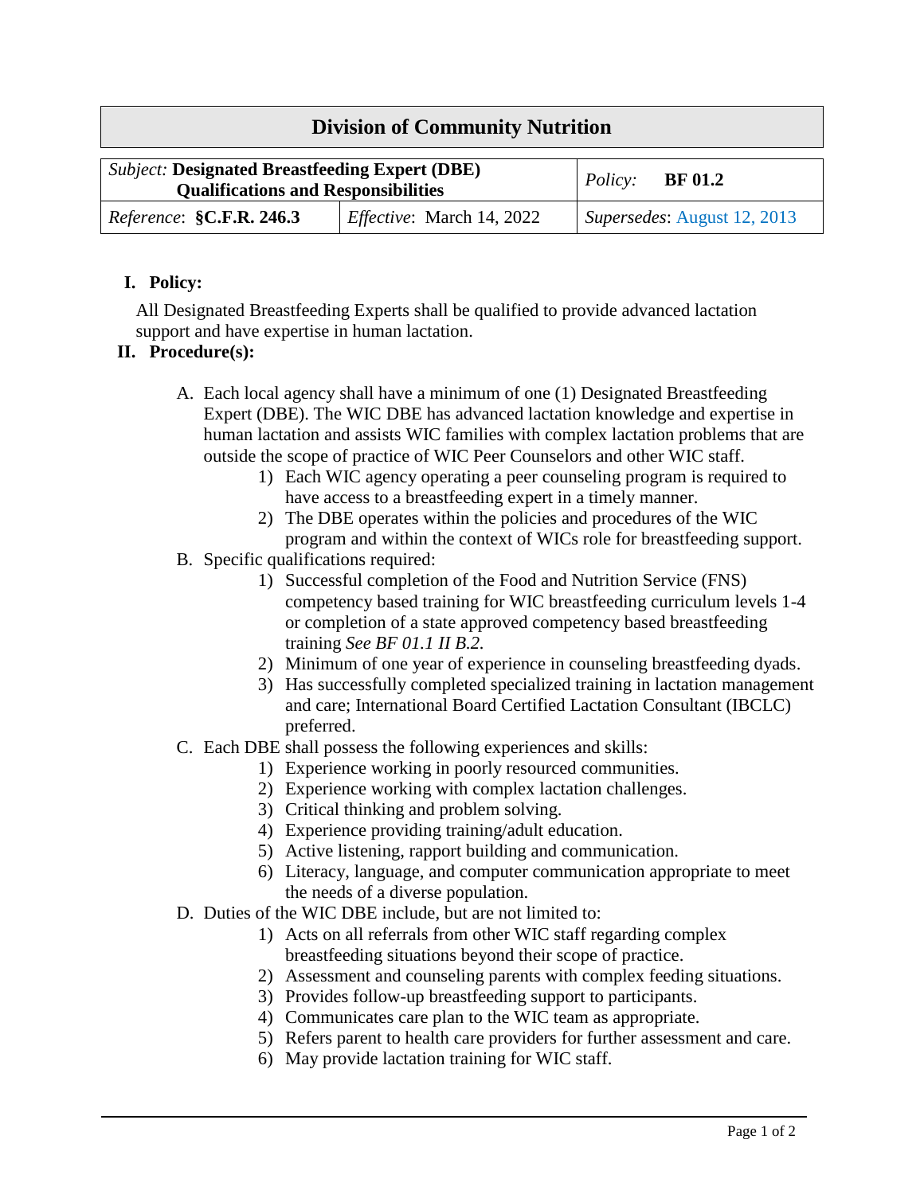# Division of Community Nutrition

| *Subject:* **Designated Breastfeeding Expert (DBE) Qualifications and Responsibilities** | | *Policy:* **BF 01.2** |
|---|---|---|
| *Reference*: **§C.F.R. 246.3** | *Effective*: March 14, 2022 | *Supersedes*: August 12, 2013 |

## I. Policy:

All Designated Breastfeeding Experts shall be qualified to provide advanced lactation support and have expertise in human lactation.

## II. Procedure(s):

A. Each local agency shall have a minimum of one (1) Designated Breastfeeding Expert (DBE). The WIC DBE has advanced lactation knowledge and expertise in human lactation and assists WIC families with complex lactation problems that are outside the scope of practice of WIC Peer Counselors and other WIC staff.
   1) Each WIC agency operating a peer counseling program is required to have access to a breastfeeding expert in a timely manner.
   2) The DBE operates within the policies and procedures of the WIC program and within the context of WICs role for breastfeeding support.

B. Specific qualifications required:
   1) Successful completion of the Food and Nutrition Service (FNS) competency based training for WIC breastfeeding curriculum levels 1-4 or completion of a state approved competency based breastfeeding training *See BF 01.1 II B.2.*
   2) Minimum of one year of experience in counseling breastfeeding dyads.
   3) Has successfully completed specialized training in lactation management and care; International Board Certified Lactation Consultant (IBCLC) preferred.

C. Each DBE shall possess the following experiences and skills:
   1) Experience working in poorly resourced communities.
   2) Experience working with complex lactation challenges.
   3) Critical thinking and problem solving.
   4) Experience providing training/adult education.
   5) Active listening, rapport building and communication.
   6) Literacy, language, and computer communication appropriate to meet the needs of a diverse population.

D. Duties of the WIC DBE include, but are not limited to:
   1) Acts on all referrals from other WIC staff regarding complex breastfeeding situations beyond their scope of practice.
   2) Assessment and counseling parents with complex feeding situations.
   3) Provides follow-up breastfeeding support to participants.
   4) Communicates care plan to the WIC team as appropriate.
   5) Refers parent to health care providers for further assessment and care.
   6) May provide lactation training for WIC staff.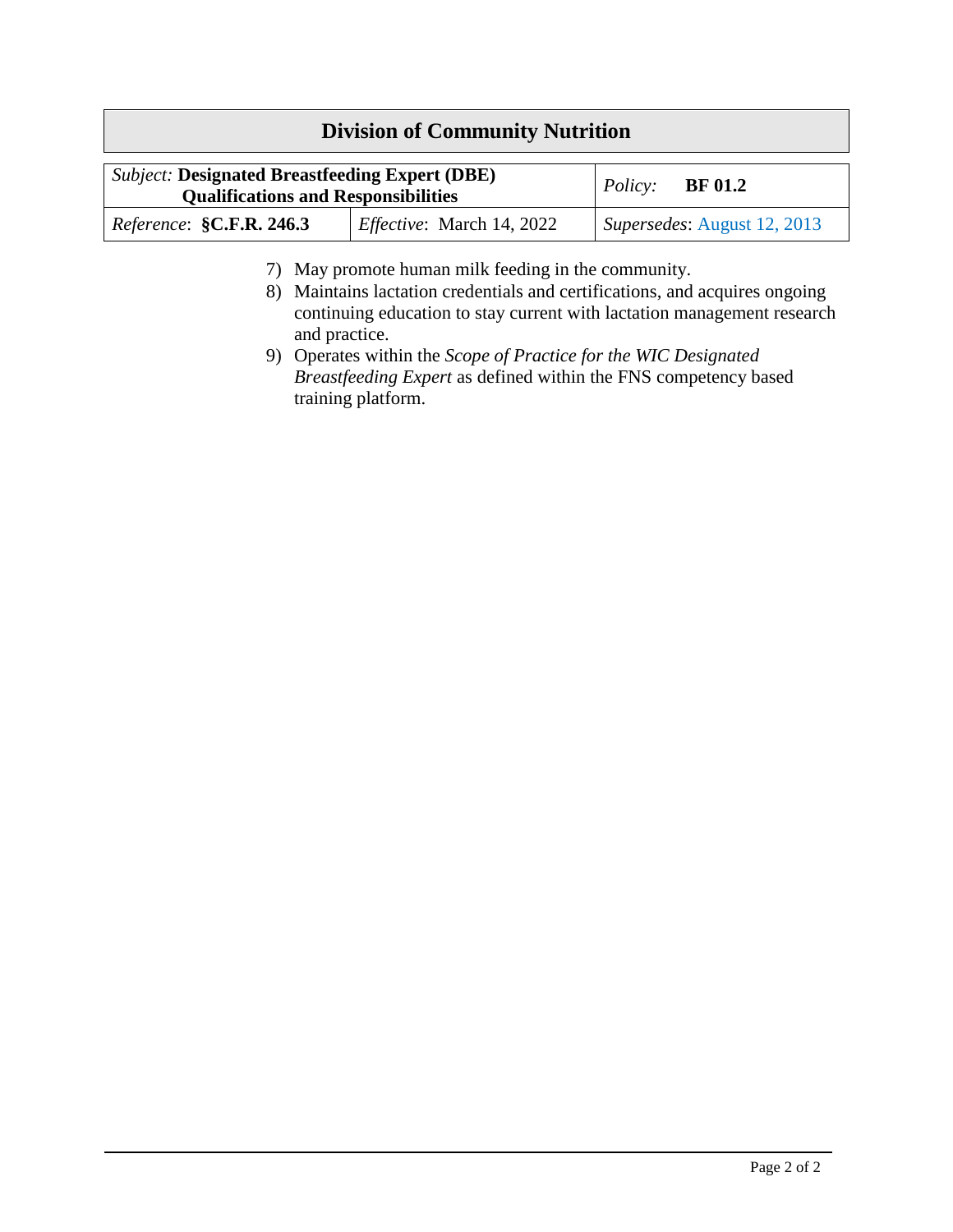7) May promote human milk feeding in the community.
8) Maintains lactation credentials and certifications, and acquires ongoing continuing education to stay current with lactation management research and practice.
9) Operates within the *Scope of Practice for the WIC Designated Breastfeeding Expert* as defined within the FNS competency based training platform.